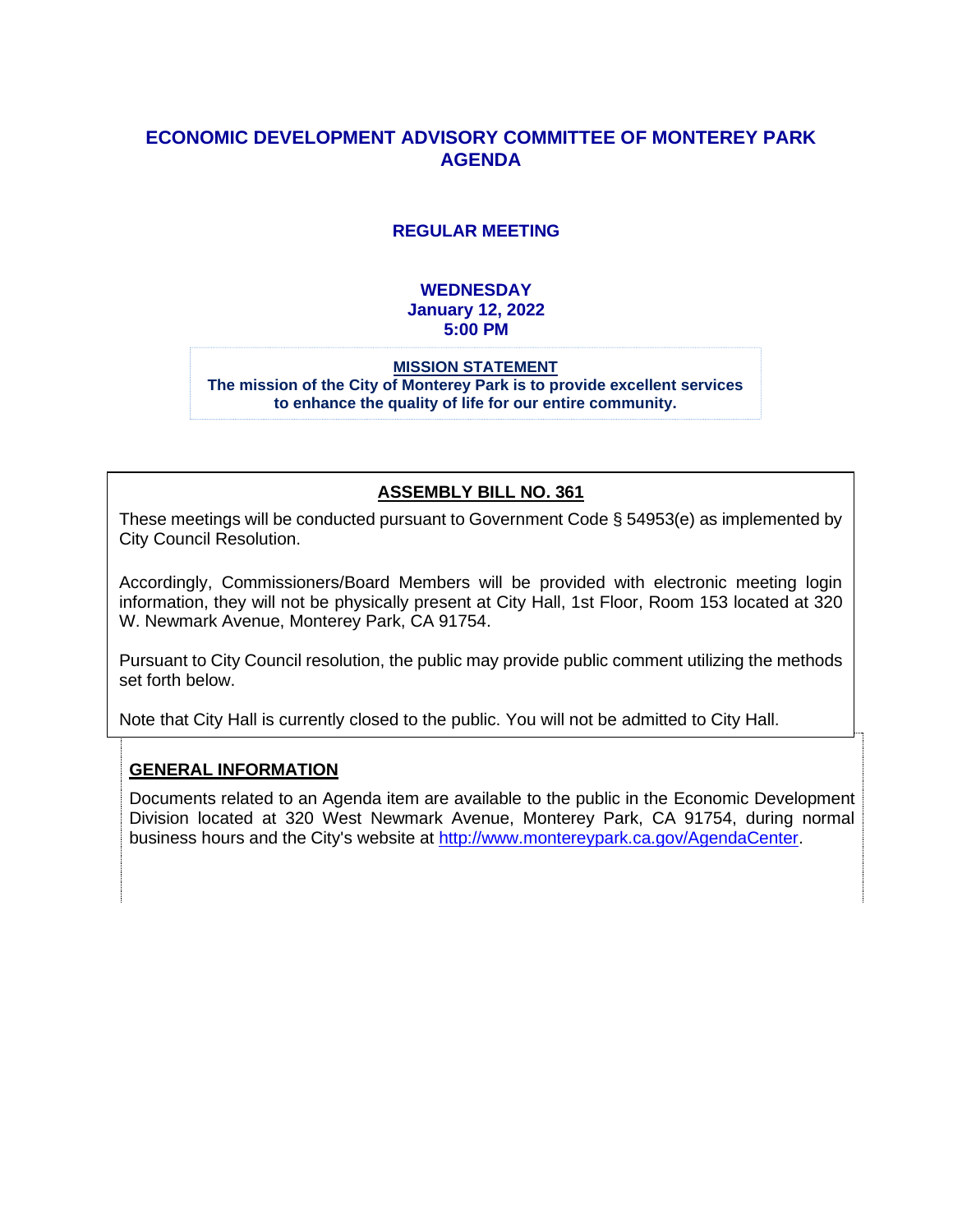# ECONOMIC DEVELOPMENT ADVISORY COMMITTEE OF MONTEREY PARK AGENDA

## REGULAR MEETING

**WEDNESDAY**
**January 12, 2022**
**5:00 PM**

**MISSION STATEMENT**
**The mission of the City of Monterey Park is to provide excellent services to enhance the quality of life for our entire community.**

## ASSEMBLY BILL NO. 361

These meetings will be conducted pursuant to Government Code § 54953(e) as implemented by City Council Resolution.

Accordingly, Commissioners/Board Members will be provided with electronic meeting login information, they will not be physically present at City Hall, 1st Floor, Room 153 located at 320 W. Newmark Avenue, Monterey Park, CA 91754.

Pursuant to City Council resolution, the public may provide public comment utilizing the methods set forth below.

Note that City Hall is currently closed to the public. You will not be admitted to City Hall.

## GENERAL INFORMATION

Documents related to an Agenda item are available to the public in the Economic Development Division located at 320 West Newmark Avenue, Monterey Park, CA 91754, during normal business hours and the City's website at http://www.montereypark.ca.gov/AgendaCenter.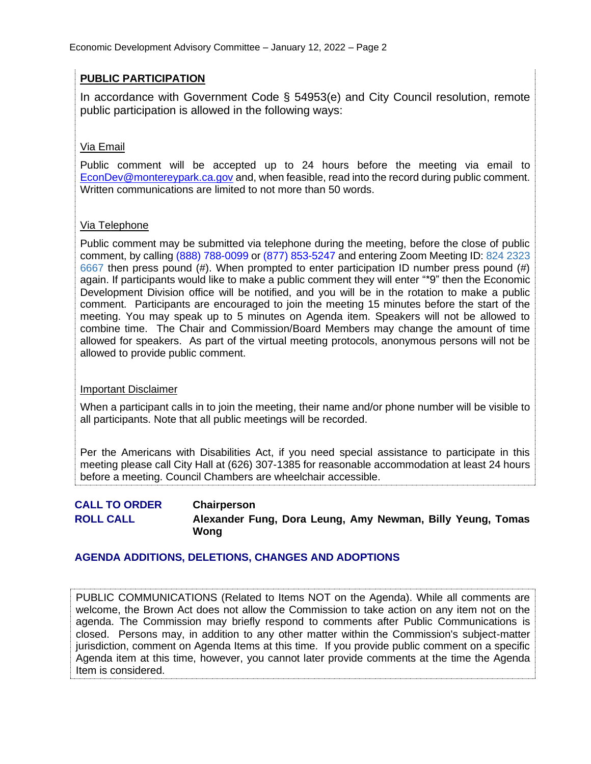## PUBLIC PARTICIPATION

In accordance with Government Code § 54953(e) and City Council resolution, remote public participation is allowed in the following ways:

### Via Email

Public comment will be accepted up to 24 hours before the meeting via email to EconDev@montereypark.ca.gov and, when feasible, read into the record during public comment. Written communications are limited to not more than 50 words.

### Via Telephone

Public comment may be submitted via telephone during the meeting, before the close of public comment, by calling (888) 788-0099 or (877) 853-5247 and entering Zoom Meeting ID: 824 2323 6667 then press pound (#). When prompted to enter participation ID number press pound (#) again. If participants would like to make a public comment they will enter "*9" then the Economic Development Division office will be notified, and you will be in the rotation to make a public comment. Participants are encouraged to join the meeting 15 minutes before the start of the meeting. You may speak up to 5 minutes on Agenda item. Speakers will not be allowed to combine time. The Chair and Commission/Board Members may change the amount of time allowed for speakers. As part of the virtual meeting protocols, anonymous persons will not be allowed to provide public comment.

### Important Disclaimer

When a participant calls in to join the meeting, their name and/or phone number will be visible to all participants. Note that all public meetings will be recorded.

Per the Americans with Disabilities Act, if you need special assistance to participate in this meeting please call City Hall at (626) 307-1385 for reasonable accommodation at least 24 hours before a meeting. Council Chambers are wheelchair accessible.

**CALL TO ORDER** — **Chairperson**

**ROLL CALL** — **Alexander Fung, Dora Leung, Amy Newman, Billy Yeung, Tomas Wong**

**AGENDA ADDITIONS, DELETIONS, CHANGES AND ADOPTIONS**

PUBLIC COMMUNICATIONS (Related to Items NOT on the Agenda). While all comments are welcome, the Brown Act does not allow the Commission to take action on any item not on the agenda. The Commission may briefly respond to comments after Public Communications is closed. Persons may, in addition to any other matter within the Commission's subject-matter jurisdiction, comment on Agenda Items at this time. If you provide public comment on a specific Agenda item at this time, however, you cannot later provide comments at the time the Agenda Item is considered.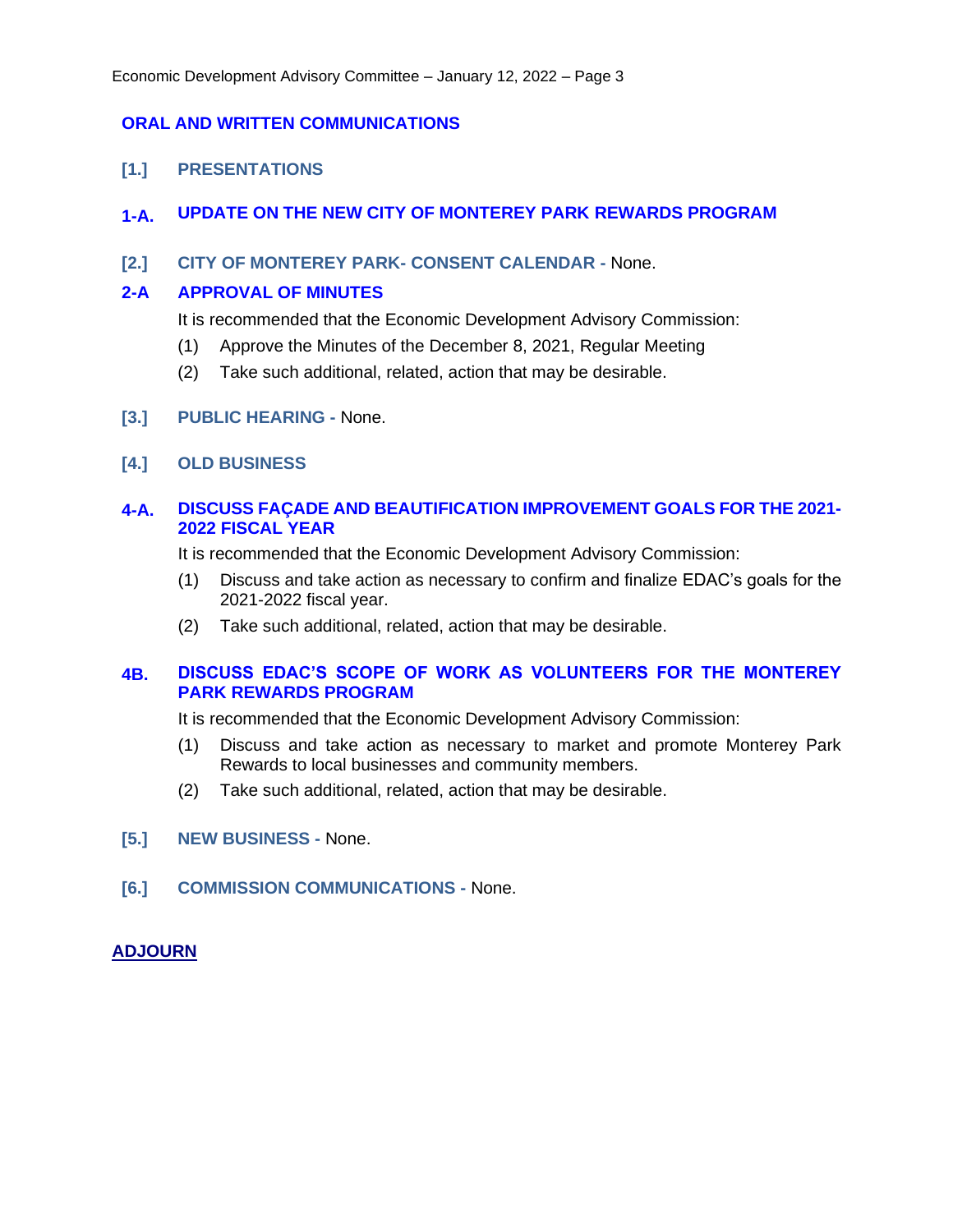## ORAL AND WRITTEN COMMUNICATIONS

### [1.] PRESENTATIONS

### 1-A. UPDATE ON THE NEW CITY OF MONTEREY PARK REWARDS PROGRAM

### [2.] CITY OF MONTEREY PARK- CONSENT CALENDAR - None.

### 2-A APPROVAL OF MINUTES

It is recommended that the Economic Development Advisory Commission:

(1) Approve the Minutes of the December 8, 2021, Regular Meeting

(2) Take such additional, related, action that may be desirable.

### [3.] PUBLIC HEARING - None.

### [4.] OLD BUSINESS

### 4-A. DISCUSS FAÇADE AND BEAUTIFICATION IMPROVEMENT GOALS FOR THE 2021-2022 FISCAL YEAR

It is recommended that the Economic Development Advisory Commission:

(1) Discuss and take action as necessary to confirm and finalize EDAC's goals for the 2021-2022 fiscal year.

(2) Take such additional, related, action that may be desirable.

### 4B. DISCUSS EDAC'S SCOPE OF WORK AS VOLUNTEERS FOR THE MONTEREY PARK REWARDS PROGRAM

It is recommended that the Economic Development Advisory Commission:

(1) Discuss and take action as necessary to market and promote Monterey Park Rewards to local businesses and community members.

(2) Take such additional, related, action that may be desirable.

### [5.] NEW BUSINESS - None.

### [6.] COMMISSION COMMUNICATIONS - None.

## ADJOURN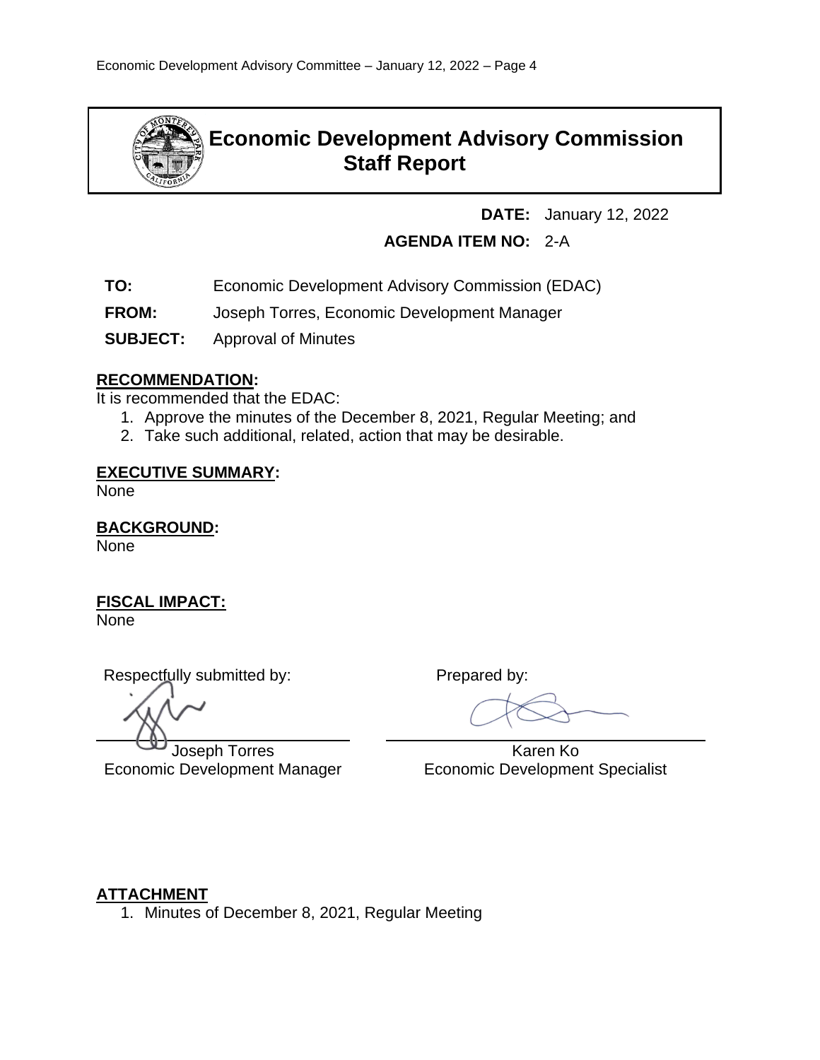# Economic Development Advisory Commission Staff Report

**DATE:** January 12, 2022

**AGENDA ITEM NO:** 2-A

**TO:** Economic Development Advisory Commission (EDAC)

**FROM:** Joseph Torres, Economic Development Manager

**SUBJECT:** Approval of Minutes

## RECOMMENDATION:

It is recommended that the EDAC:

1. Approve the minutes of the December 8, 2021, Regular Meeting; and
2. Take such additional, related, action that may be desirable.

## EXECUTIVE SUMMARY:

None

## BACKGROUND:

None

## FISCAL IMPACT:

None

Respectfully submitted by:

Joseph Torres
Economic Development Manager

Prepared by:

Karen Ko
Economic Development Specialist

## ATTACHMENT

1. Minutes of December 8, 2021, Regular Meeting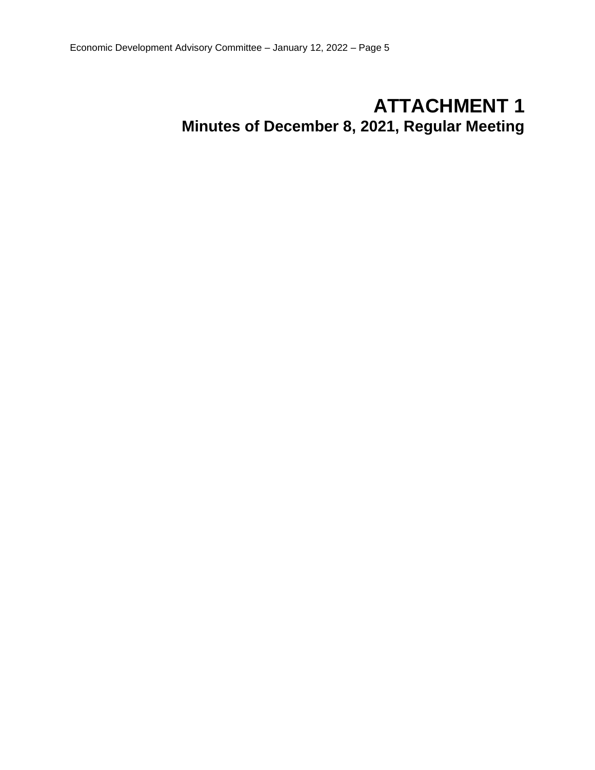# ATTACHMENT 1

## Minutes of December 8, 2021, Regular Meeting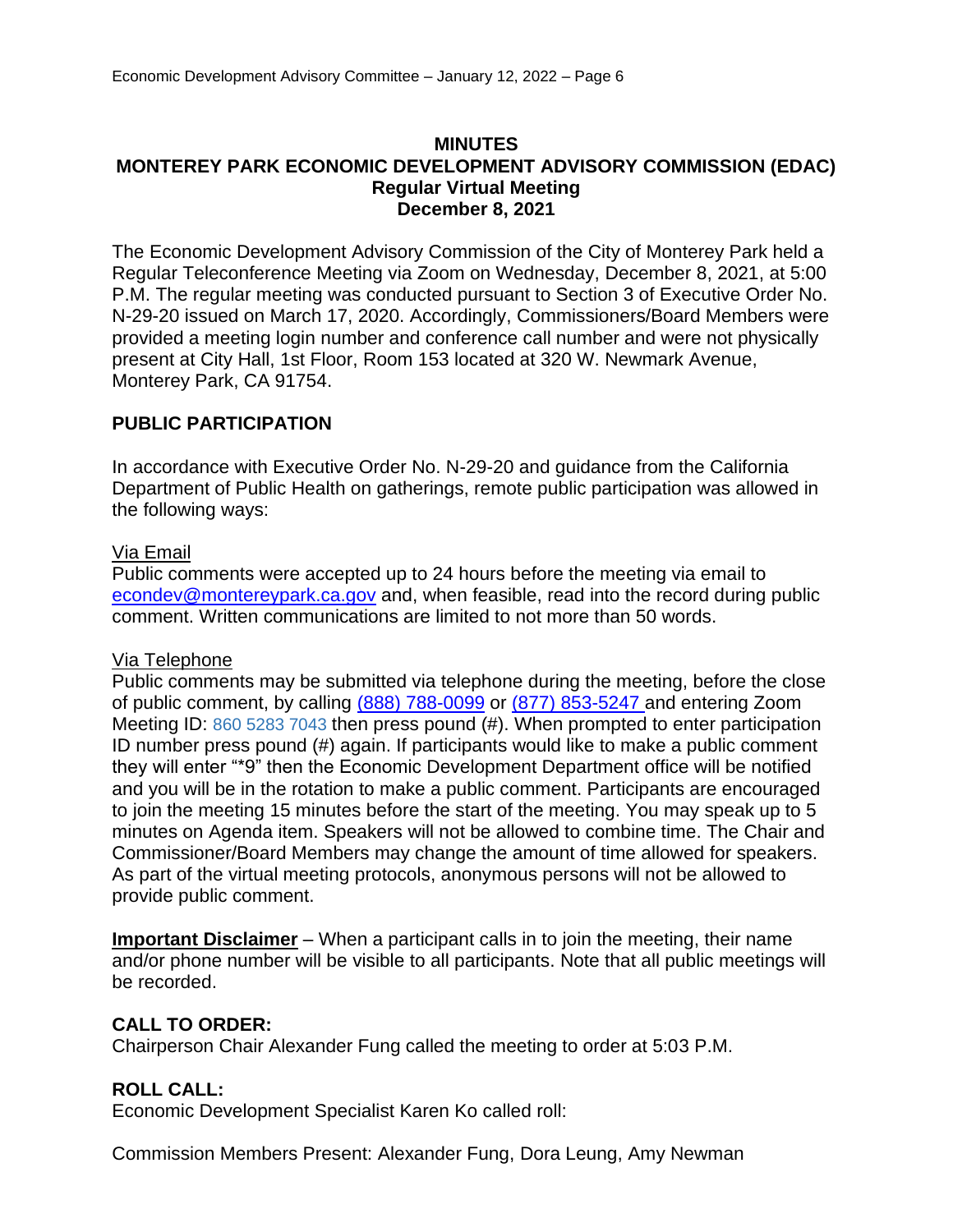**MINUTES**
**MONTEREY PARK ECONOMIC DEVELOPMENT ADVISORY COMMISSION (EDAC)**
**Regular Virtual Meeting**
**December 8, 2021**

The Economic Development Advisory Commission of the City of Monterey Park held a Regular Teleconference Meeting via Zoom on Wednesday, December 8, 2021, at 5:00 P.M. The regular meeting was conducted pursuant to Section 3 of Executive Order No. N-29-20 issued on March 17, 2020. Accordingly, Commissioners/Board Members were provided a meeting login number and conference call number and were not physically present at City Hall, 1st Floor, Room 153 located at 320 W. Newmark Avenue, Monterey Park, CA 91754.

## PUBLIC PARTICIPATION

In accordance with Executive Order No. N-29-20 and guidance from the California Department of Public Health on gatherings, remote public participation was allowed in the following ways:

Via Email
Public comments were accepted up to 24 hours before the meeting via email to econdev@montereypark.ca.gov and, when feasible, read into the record during public comment. Written communications are limited to not more than 50 words.

Via Telephone
Public comments may be submitted via telephone during the meeting, before the close of public comment, by calling (888) 788-0099 or (877) 853-5247 and entering Zoom Meeting ID: 860 5283 7043 then press pound (#). When prompted to enter participation ID number press pound (#) again. If participants would like to make a public comment they will enter "*9" then the Economic Development Department office will be notified and you will be in the rotation to make a public comment. Participants are encouraged to join the meeting 15 minutes before the start of the meeting. You may speak up to 5 minutes on Agenda item. Speakers will not be allowed to combine time. The Chair and Commissioner/Board Members may change the amount of time allowed for speakers. As part of the virtual meeting protocols, anonymous persons will not be allowed to provide public comment.

**Important Disclaimer** – When a participant calls in to join the meeting, their name and/or phone number will be visible to all participants. Note that all public meetings will be recorded.

**CALL TO ORDER:**
Chairperson Chair Alexander Fung called the meeting to order at 5:03 P.M.

**ROLL CALL:**
Economic Development Specialist Karen Ko called roll:

Commission Members Present: Alexander Fung, Dora Leung, Amy Newman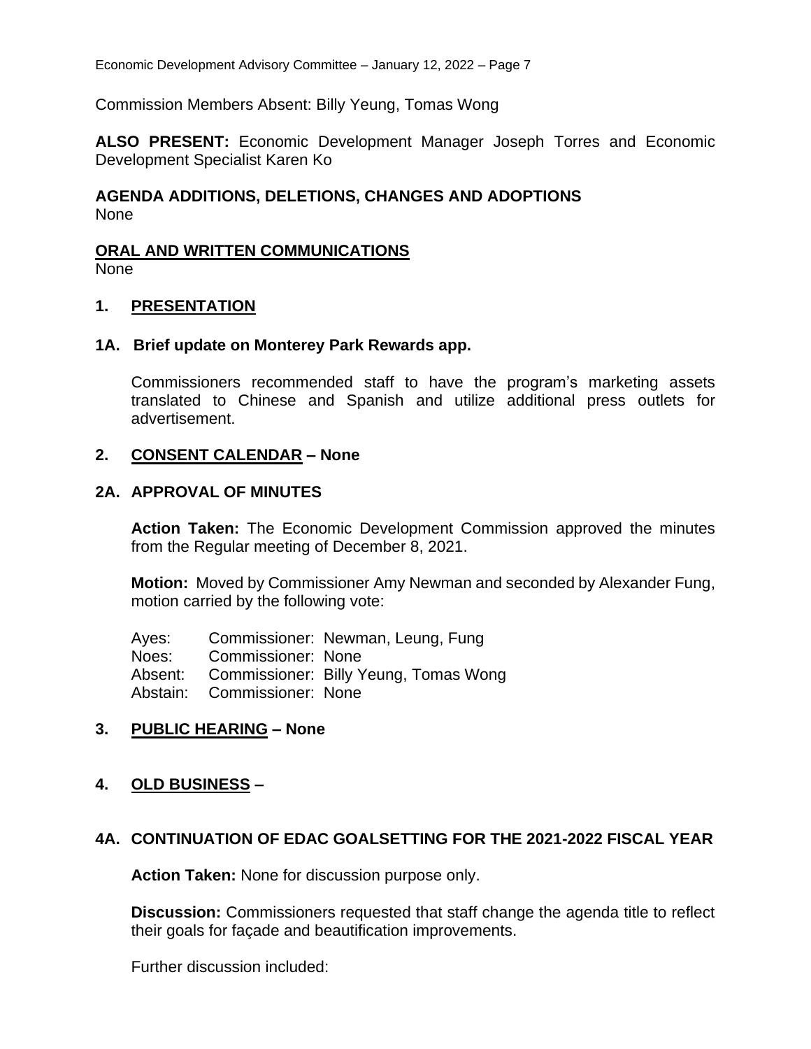Commission Members Absent: Billy Yeung, Tomas Wong

**ALSO PRESENT:** Economic Development Manager Joseph Torres and Economic Development Specialist Karen Ko

**AGENDA ADDITIONS, DELETIONS, CHANGES AND ADOPTIONS**
None

**ORAL AND WRITTEN COMMUNICATIONS**
None

## 1. PRESENTATION

### 1A. Brief update on Monterey Park Rewards app.

Commissioners recommended staff to have the program's marketing assets translated to Chinese and Spanish and utilize additional press outlets for advertisement.

## 2. CONSENT CALENDAR – None

### 2A. APPROVAL OF MINUTES

**Action Taken:** The Economic Development Commission approved the minutes from the Regular meeting of December 8, 2021.

**Motion:** Moved by Commissioner Amy Newman and seconded by Alexander Fung, motion carried by the following vote:

| | |
|---|---|
| Ayes: | Commissioner: Newman, Leung, Fung |
| Noes: | Commissioner: None |
| Absent: | Commissioner: Billy Yeung, Tomas Wong |
| Abstain: | Commissioner: None |

## 3. PUBLIC HEARING – None

## 4. OLD BUSINESS –

### 4A. CONTINUATION OF EDAC GOALSETTING FOR THE 2021-2022 FISCAL YEAR

**Action Taken:** None for discussion purpose only.

**Discussion:** Commissioners requested that staff change the agenda title to reflect their goals for façade and beautification improvements.

Further discussion included: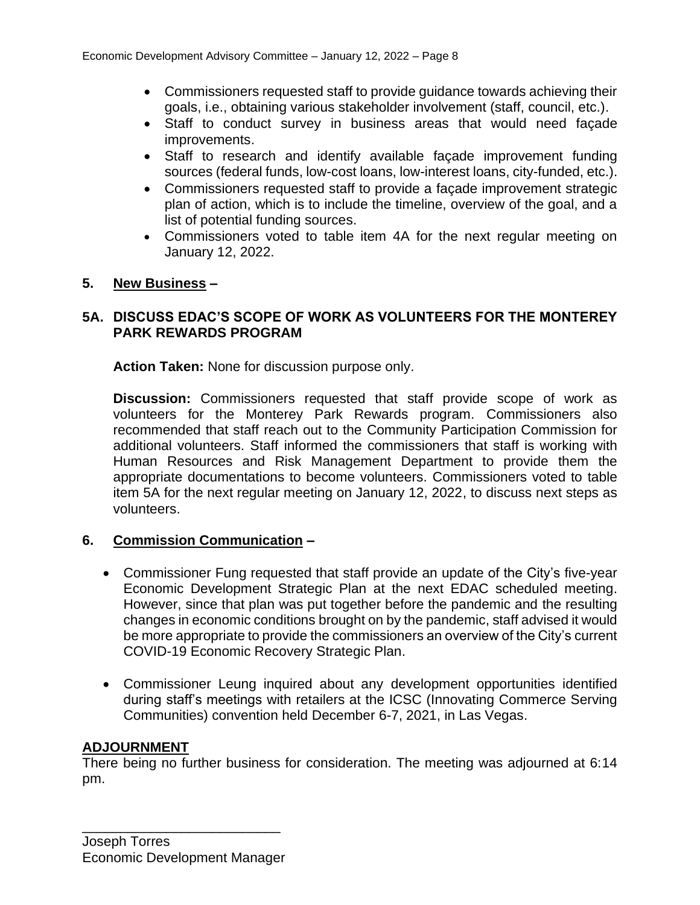- Commissioners requested staff to provide guidance towards achieving their goals, i.e., obtaining various stakeholder involvement (staff, council, etc.).
- Staff to conduct survey in business areas that would need façade improvements.
- Staff to research and identify available façade improvement funding sources (federal funds, low-cost loans, low-interest loans, city-funded, etc.).
- Commissioners requested staff to provide a façade improvement strategic plan of action, which is to include the timeline, overview of the goal, and a list of potential funding sources.
- Commissioners voted to table item 4A for the next regular meeting on January 12, 2022.

**5. New Business –**

**5A. DISCUSS EDAC'S SCOPE OF WORK AS VOLUNTEERS FOR THE MONTEREY PARK REWARDS PROGRAM**

**Action Taken:** None for discussion purpose only.

**Discussion:** Commissioners requested that staff provide scope of work as volunteers for the Monterey Park Rewards program. Commissioners also recommended that staff reach out to the Community Participation Commission for additional volunteers. Staff informed the commissioners that staff is working with Human Resources and Risk Management Department to provide them the appropriate documentations to become volunteers. Commissioners voted to table item 5A for the next regular meeting on January 12, 2022, to discuss next steps as volunteers.

**6. Commission Communication –**

- Commissioner Fung requested that staff provide an update of the City's five-year Economic Development Strategic Plan at the next EDAC scheduled meeting. However, since that plan was put together before the pandemic and the resulting changes in economic conditions brought on by the pandemic, staff advised it would be more appropriate to provide the commissioners an overview of the City's current COVID-19 Economic Recovery Strategic Plan.

- Commissioner Leung inquired about any development opportunities identified during staff's meetings with retailers at the ICSC (Innovating Commerce Serving Communities) convention held December 6-7, 2021, in Las Vegas.

**ADJOURNMENT**

There being no further business for consideration. The meeting was adjourned at 6:14 pm.

\_\_\_\_\_\_\_\_\_\_\_\_\_\_\_\_\_\_\_\_\_\_\_\_\_\_\_

Joseph Torres
Economic Development Manager